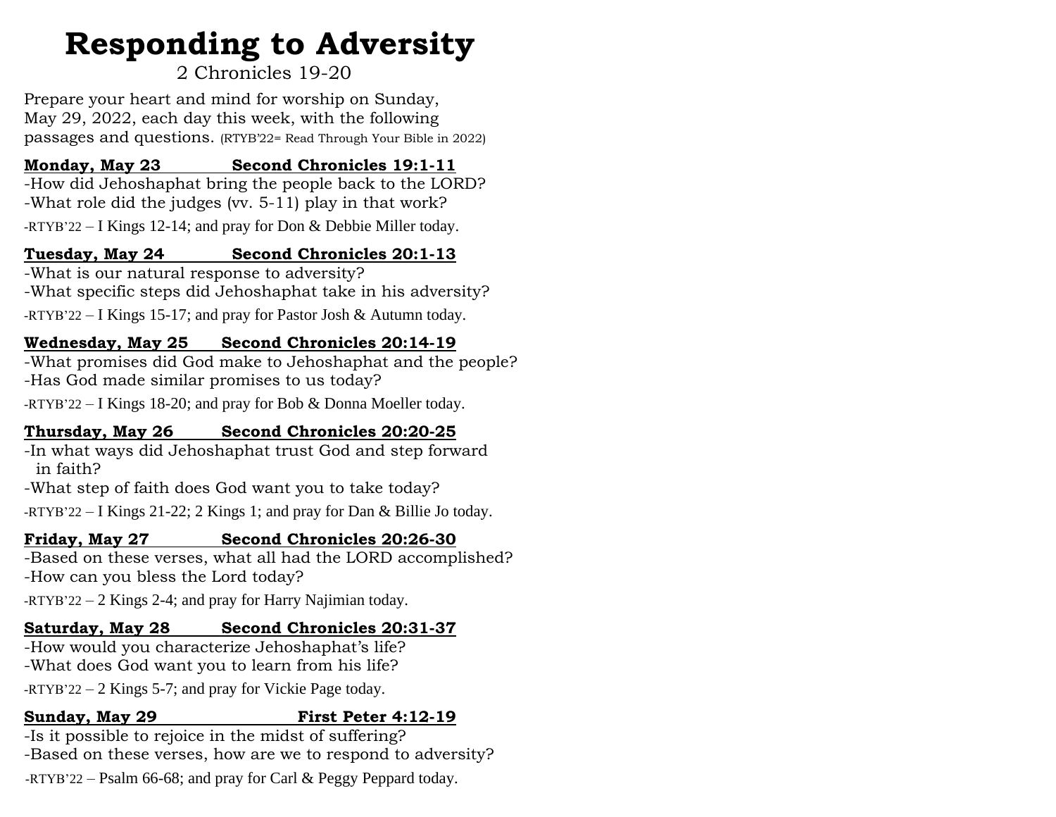# Responding to Adversity

2 Chronicles 19-20

Prepare your heart and mind for worship on Sunday, May 29, 2022, each day this week, with the following passages and questions. (RTYB'22= Read Through Your Bible in 2022)

**Monday, May 23 — Second Chronicles 19:1-11**

-How did Jehoshaphat bring the people back to the LORD?
-What role did the judges (vv. 5-11) play in that work?
-RTYB'22 – I Kings 12-14; and pray for Don & Debbie Miller today.

**Tuesday, May 24 — Second Chronicles 20:1-13**

-What is our natural response to adversity?
-What specific steps did Jehoshaphat take in his adversity?
-RTYB'22 – I Kings 15-17; and pray for Pastor Josh & Autumn today.

**Wednesday, May 25 — Second Chronicles 20:14-19**

-What promises did God make to Jehoshaphat and the people?
-Has God made similar promises to us today?
-RTYB'22 – I Kings 18-20; and pray for Bob & Donna Moeller today.

**Thursday, May 26 — Second Chronicles 20:20-25**

-In what ways did Jehoshaphat trust God and step forward in faith?
-What step of faith does God want you to take today?
-RTYB'22 – I Kings 21-22; 2 Kings 1; and pray for Dan & Billie Jo today.

**Friday, May 27 — Second Chronicles 20:26-30**

-Based on these verses, what all had the LORD accomplished?
-How can you bless the Lord today?
-RTYB'22 – 2 Kings 2-4; and pray for Harry Najimian today.

**Saturday, May 28 — Second Chronicles 20:31-37**

-How would you characterize Jehoshaphat's life?
-What does God want you to learn from his life?
-RTYB'22 – 2 Kings 5-7; and pray for Vickie Page today.

**Sunday, May 29 — First Peter 4:12-19**

-Is it possible to rejoice in the midst of suffering?
-Based on these verses, how are we to respond to adversity?
-RTYB'22 – Psalm 66-68; and pray for Carl & Peggy Peppard today.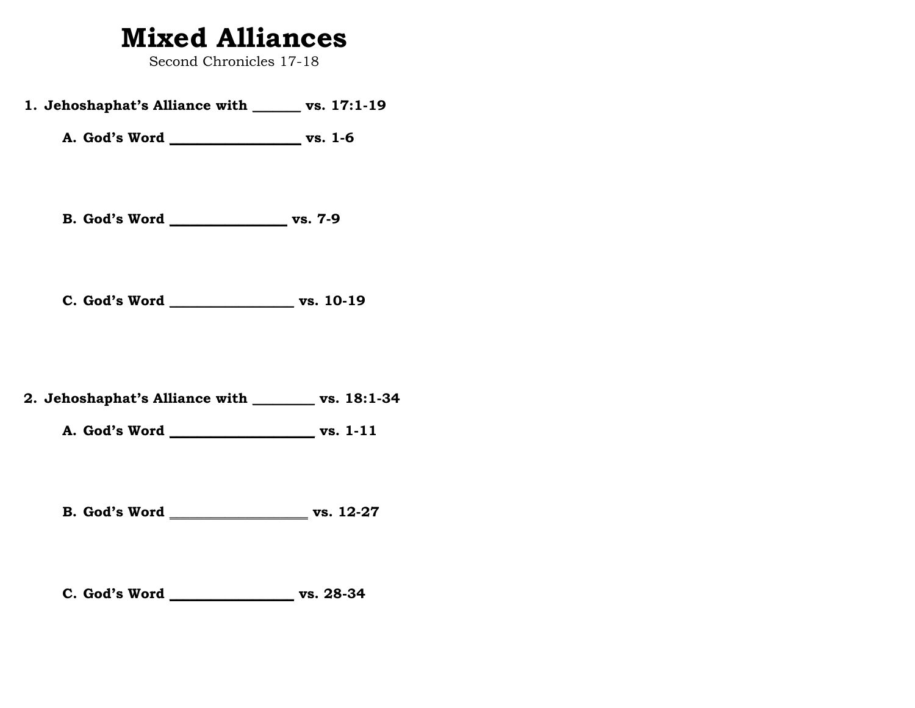# Mixed Alliances

Second Chronicles 17-18

1. **Jehoshaphat's Alliance with _______ vs. 17:1-19**

   **A. God's Word ___________________ vs. 1-6**

   **B. God's Word _________________ vs. 7-9**

   **C. God's Word __________________ vs. 10-19**

2. **Jehoshaphat's Alliance with _________ vs. 18:1-34**

   **A. God's Word _____________________ vs. 1-11**

   **B. God's Word ____________________ vs. 12-27**

   **C. God's Word __________________ vs. 28-34**